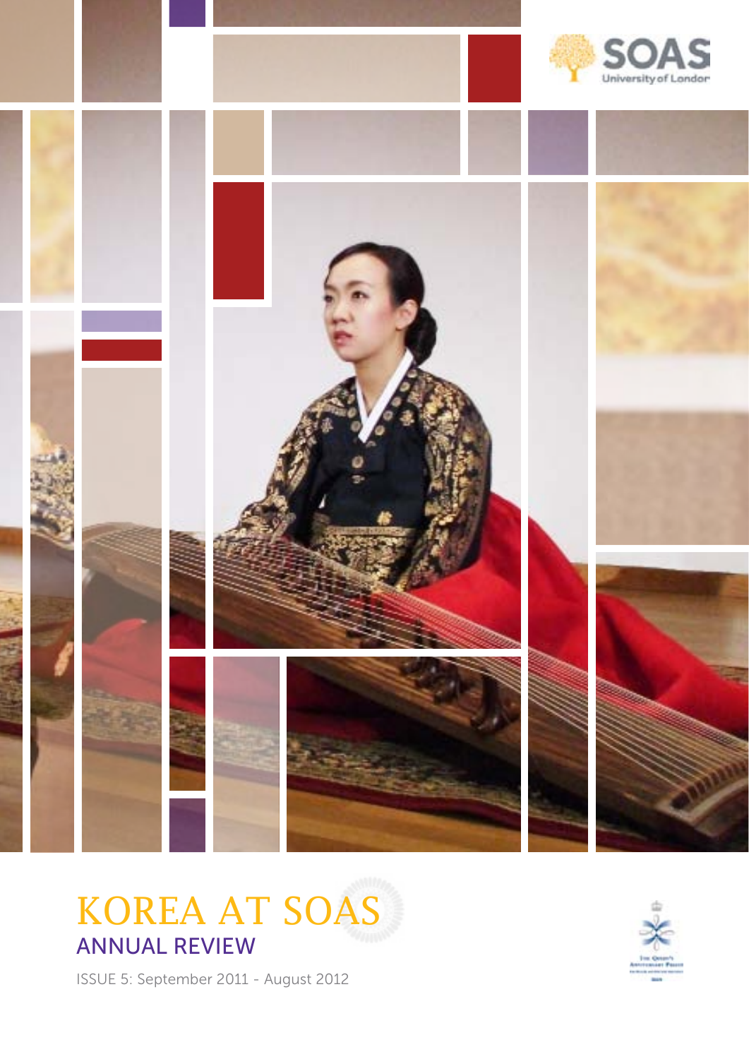SOAS University of London

# KOREA AT SOAS

## ANNUAL REVIEW

ISSUE 5: September 2011 - August 2012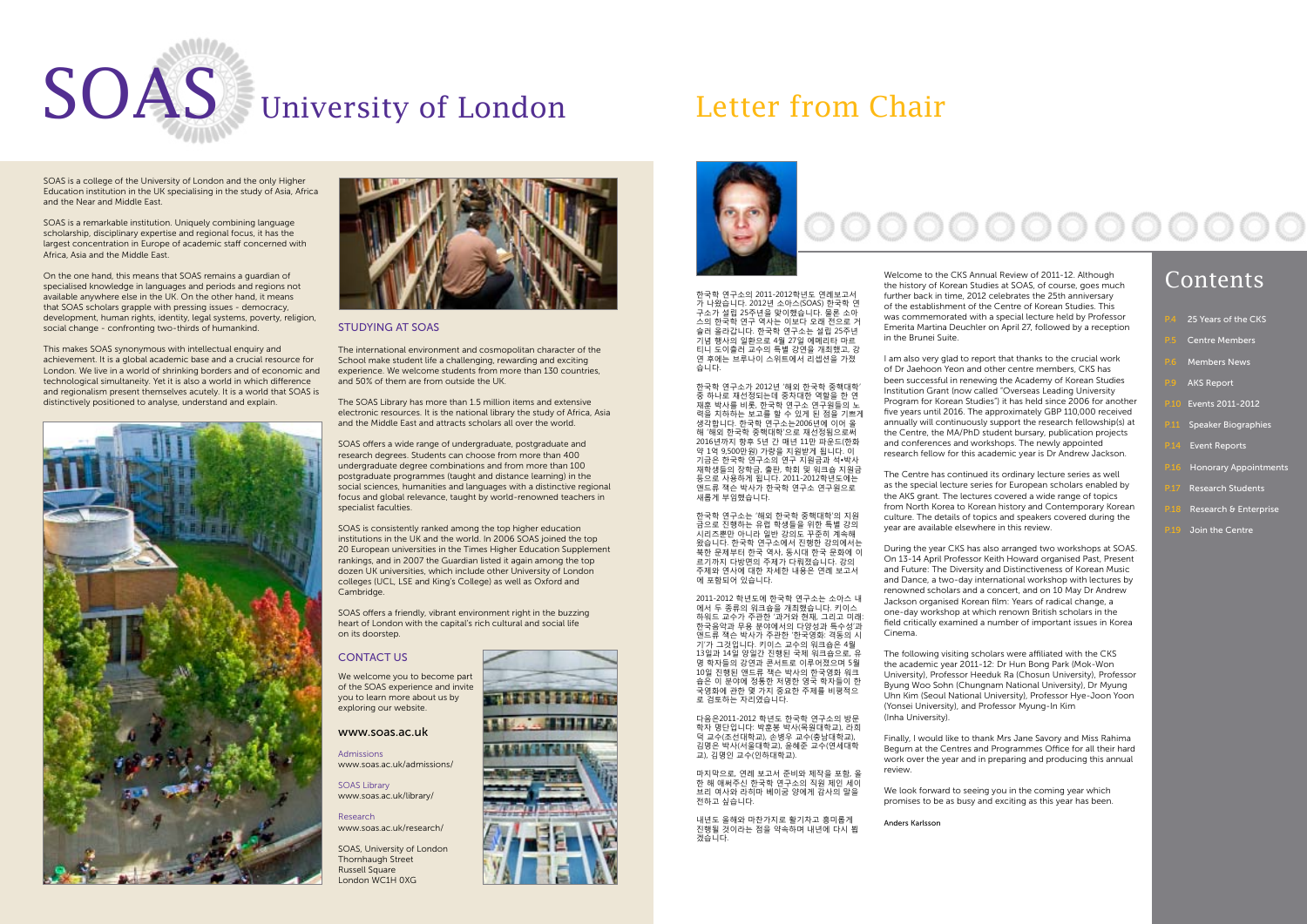# SOAS University of London

SOAS is a college of the University of London and the only Higher Education institution in the UK specialising in the study of Asia, Africa and the Near and Middle East.

SOAS is a remarkable institution. Uniquely combining language scholarship, disciplinary expertise and regional focus, it has the largest concentration in Europe of academic staff concerned with Africa, Asia and the Middle East.

On the one hand, this means that SOAS remains a guardian of specialised knowledge in languages and periods and regions not available anywhere else in the UK. On the other hand, it means that SOAS scholars grapple with pressing issues - democracy, development, human rights, identity, legal systems, poverty, religion, social change - confronting two-thirds of humankind.

This makes SOAS synonymous with intellectual enquiry and achievement. It is a global academic base and a crucial resource for London. We live in a world of shrinking borders and of economic and technological simultaneity. Yet it is also a world in which difference and regionalism present themselves acutely. It is a world that SOAS is distinctively positioned to analyse, understand and explain.

## STUDYING AT SOAS

The international environment and cosmopolitan character of the School make student life a challenging, rewarding and exciting experience. We welcome students from more than 130 countries, and 50% of them are from outside the UK.

The SOAS Library has more than 1.5 million items and extensive electronic resources. It is the national library the study of Africa, Asia and the Middle East and attracts scholars all over the world.

SOAS offers a wide range of undergraduate, postgraduate and research degrees. Students can choose from more than 400 undergraduate degree combinations and from more than 100 postgraduate programmes (taught and distance learning) in the social sciences, humanities and languages with a distinctive regional focus and global relevance, taught by world-renowned teachers in specialist faculties.

SOAS is consistently ranked among the top higher education institutions in the UK and the world. In 2006 SOAS joined the top 20 European universities in the Times Higher Education Supplement rankings, and in 2007 the Guardian listed it again among the top dozen UK universities, which include other University of London colleges (UCL, LSE and King's College) as well as Oxford and Cambridge.

SOAS offers a friendly, vibrant environment right in the buzzing heart of London with the capital's rich cultural and social life on its doorstep.

## CONTACT US

We welcome you to become part of the SOAS experience and invite you to learn more about us by exploring our website.

**www.soas.ac.uk**

Admissions
www.soas.ac.uk/admissions/

SOAS Library
www.soas.ac.uk/library/

Research
www.soas.ac.uk/research/

SOAS, University of London
Thornhaugh Street
Russell Square
London WC1H 0XG

# Letter from Chair

한국학 연구소의 2011-2012학년도 연례보고서가 나왔습니다. 2012년 소아스(SOAS) 한국학 연구소가 설립 25주년을 맞이했습니다. 물론 소아스의 한국학 연구 역사는 이보다 오래 전으로 거슬러 올라갑니다. 한국학 연구소는 설립 25주년 기념 행사의 일환으로 4월 27일 에메리타 마르티나 도이힐러 교수의 특별 강연을 개최했고, 강연 후에는 브루나이 스위트에서 리셉션을 가졌습니다.

한국학 연구소가 2012년 '해외 한국학 중핵대학' 중 하나로 재선정되는데 중차대한 역할을 한 연재훈 박사를 비롯, 한국학 연구소 연구원들의 노력을 치하하는 보고를 할 수 있게 된 점을 기쁘게 생각합니다. 한국학 연구소는2006년에 이어 올해 '해외 한국학 중핵대학'으로 재선정됨으로써 2016년까지 향후 5년 간 매년 11만 파운드(한화 약 1억 9,500만원) 가량을 지원받게 됩니다. 이 기금은 한국학 연구소의 연구 지원금과 석•박사 재학생들의 장학금, 출판, 학회 및 워크숍 지원금 등으로 사용하게 됩니다. 2011-2012학년도에는 앤드류 잭슨 박사가 한국학 연구소 연구원으로 새롭게 부임했습니다.

한국학 연구소는 '해외 한국학 중핵대학'의 지원금으로 진행하는 유럽 학생들을 위한 특별 강의 시리즈뿐만 아니라 일반 강의도 꾸준히 계속해 왔습니다. 한국학 연구소에서 진행한 강의에서는 북한 문제부터 한국 역사, 동시대 한국 문화에 이르기까지 다양한의 주제가 다뤄졌습니다. 강의 주제와 연사에 대한 자세한 내용은 연례 보고서에 포함되어 있습니다.

2011-2012 학년도에 한국학 연구소는 소아스 내에서 두 종류의 워크숍을 개최했습니다. 키이스 하워드 교수가 주관한 '과거와 현재, 그리고 미래: 한국음악과 무용 분야에서의 다양성과 특수성'과 앤드류 잭슨 박사가 주관한 '한국영화: 격동의 시기'가 그것입니다. 키이스 교수의 워크숍은 4월 13일과 14일 양일간 진행된 국제 워크숍으로, 유명 학자들의 강연과 콘서트로 이루어졌으며 5월 10일 진행된 앤드류 잭슨 박사의 한국영화 워크숍은 이 분야에 정통한 저명한 영국 학자들이 한국영화에 관한 몇 가지 중요한 주제를 비평적으로 검토하는 자리였습니다.

다음은2011-2012 학년도 한국학 연구소의 방문 학자 명단입니다: 박홍봉 박사(목원대학교), 라희덕 교수(조선대학교), 손병우 교수(충남대학교), 김명은 박사(서울대학교), 윤혜준 교수(연세대학교), 김명인 교수(인하대학교).

마지막으로, 연례 보고서 준비와 제작을 포함, 올 한 해 애써주신 한국학 연구소의 직원 제인 세이브리 여사와 라히마 베이굼 양에게 감사의 말을 전하고 싶습니다.

내년도 올해와 마찬가지로 활기차고 흥미롭게 진행될 것이라는 점을 약속하며 내년에 다시 뵙겠습니다.

Welcome to the CKS Annual Review of 2011-12. Although the history of Korean Studies at SOAS, of course, goes much further back in time, 2012 celebrates the 25th anniversary of the establishment of the Centre of Korean Studies. This was commemorated with a special lecture held by Professor Emerita Martina Deuchler on April 27, followed by a reception in the Brunei Suite.

I am also very glad to report that thanks to the crucial work of Dr Jaehoon Yeon and other centre members, CKS has been successful in renewing the Academy of Korean Studies Institution Grant (now called "Overseas Leading University Program for Korean Studies") it has held since 2006 for another five years until 2016. The approximately GBP 110,000 received annually will continuously support the research fellowship(s) at the Centre, the MA/PhD student bursary, publication projects and conferences and workshops. The newly appointed research fellow for this academic year is Dr Andrew Jackson.

The Centre has continued its ordinary lecture series as well as the special lecture series for European scholars enabled by the AKS grant. The lectures covered a wide range of topics from North Korea to Korean history and Contemporary Korean culture. The details of topics and speakers covered during the year are available elsewhere in this review.

During the year CKS has also arranged two workshops at SOAS. On 13-14 April Professor Keith Howard organised Past, Present and Future: The Diversity and Distinctiveness of Korean Music and Dance, a two-day international workshop with lectures by renowned scholars and a concert, and on 10 May Dr Andrew Jackson organised Korean film: Years of radical change, a one-day workshop at which renown British scholars in the field critically examined a number of important issues in Korea Cinema.

The following visiting scholars were affiliated with the CKS the academic year 2011-12: Dr Hun Bong Park (Mok-Won University), Professor Heeduk Ra (Chosun University), Professor Byung Woo Sohn (Chungnam National University), Dr Myung Uhn Kim (Seoul National University), Professor Hye-Joon Yoon (Yonsei University), and Professor Myung-In Kim (Inha University).

Finally, I would like to thank Mrs Jane Savory and Miss Rahima Begum at the Centres and Programmes Office for all their hard work over the year and in preparing and producing this annual review.

We look forward to seeing you in the coming year which promises to be as busy and exciting as this year has been.

Anders Karlsson

## Contents

- P.4 25 Years of the CKS
- P.5 Centre Members
- P.6 Members News
- P.9 AKS Report
- P.10 Events 2011-2012
- P.11 Speaker Biographies
- P.14 Event Reports
- P.16 Honorary Appointments
- P.17 Research Students
- P.18 Research & Enterprise
- P.19 Join the Centre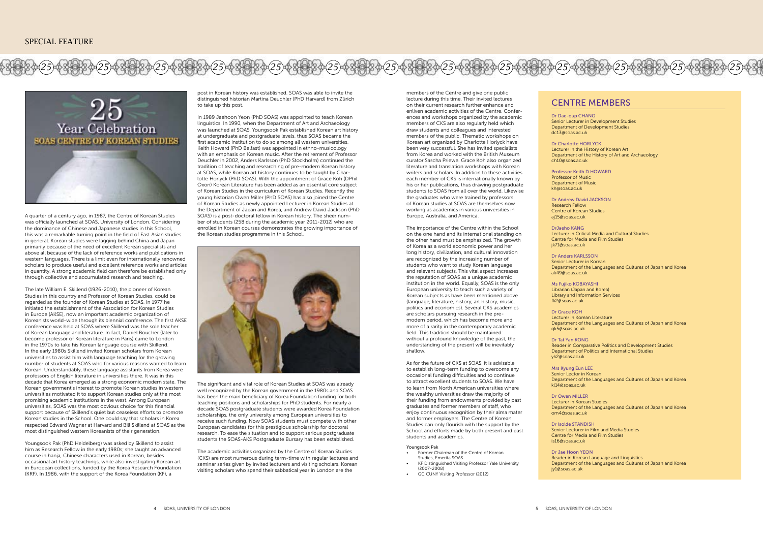## SPECIAL FEATURE

# 25 Year Celebration
## SOAS CENTRE OF KOREAN STUDIES

A quarter of a century ago, in 1987, the Centre of Korean Studies was officially launched at SOAS, University of London. Considering the dominance of Chinese and Japanese studies in this School, this was a remarkable turning point in the field of East Asian studies in general. Korean studies were lagging behind China and Japan primarily because of the need of excellent Korean specialists and above all because of the lack of reference works and publications in western languages. There is a limit even for internationally renowned scholars to produce useful and excellent reference works and articles in quantity. A strong academic field can therefore be established only through collective and accumulated research and teaching.

The late William E. Skillend (1926-2010), the pioneer of Korean Studies in this country and Professor of Korean Studies, could be regarded as the founder of Korean Studies at SOAS. In 1977 he initiated the establishment of the Association for Korean Studies in Europe (AKSE), now an important academic organization of Koreanists world-wide through its biennial conference. The first AKSE conference was held at SOAS where Skillend was the sole teacher of Korean language and literature. In fact, Daniel Boucher (later to become professor of Korean literature in Paris) came to London in the 1970s to take his Korean language course with Skillend. In the early 1980s Skillend invited Korean scholars from Korean universities to assist him with language teaching for the growing number of students at SOAS who for various reasons wanted to learn Korean. Understandably, these language assistants from Korea were professors of English literature in universities there. It was in this decade that Korea emerged as a strong economic modern state. The Korean government's interest to promote Korean studies in western universities motivated it to support Korean studies only at the most promising academic institutions in the west. Among European universities, SOAS was the most obvious choice for this financial support because of Skillend's quiet but ceaseless efforts to promote Korean studies in the School. One could say that scholars in Korea respected Edward Wagner at Harvard and Bill Skillend at SOAS as the most distinguished western Koreanists of their generation.

Youngsook Pak (PhD Heidelberg) was asked by Skillend to assist him as Research Fellow in the early 1980s; she taught an advanced course in hanja, Chinese characters used in Korean, besides occasional art history teachings, while also investigating Korean art in European collections, funded by the Korea Research Foundation (KRF). In 1986, with the support of the Korea Foundation (KF), a post in Korean history was established. SOAS was able to invite the distinguished historian Martina Deuchler (PhD Harvard) from Zürich to take up this post.

In 1989 Jaehoon Yeon (PhD SOAS) was appointed to teach Korean linguistics. In 1990, when the Department of Art and Archaeology was launched at SOAS, Youngsook Pak established Korean art history at undergraduate and postgraduate levels, thus SOAS became the first academic institution to do so among all western universities. Keith Howard (PhD Belfast) was appointed in ethno-musicology with an emphasis on Korean music. After the retirement of Professor Deuchler in 2002, Anders Karlsson (PhD Stockholm) continued the tradition of teaching and researching of pre-modern Korean history at SOAS, while Korean art history continues to be taught by Charlotte Horlyck (PhD SOAS). With the appointment of Grace Koh (DPhil Oxon) Korean Literature has been added as an essential core subject of Korean Studies in the curriculum of Korean Studies. Recently the young historian Owen Miller (PhD SOAS) has also joined the Centre of Korean Studies as newly appointed Lecturer in Korean Studies at the Department of Japan and Korea, and Andrew David Jackson (PhD SOAS) is a post-doctoral fellow in Korean history. The sheer number of students (258 during the academic year 2011-2012) who are enrolled in Korean courses demonstrates the growing importance of the Korean studies programme in this School.

The significant and vital role of Korean Studies at SOAS was already well recognized by the Korean government in the 1980s and SOAS has been the main beneficiary of Korea Foundation funding for both teaching positions and scholarships for PhD students. For nearly a decade SOAS postgraduate students were awarded Korea Foundation scholarships, the only university among European universities to receive such funding. Now SOAS students must compete with other European candidates for this prestigious scholarship for doctoral research. To ease the situation and to support serious postgraduate students the SOAS-AKS Postgraduate Bursary has been established.

The academic activities organized by the Centre of Korean Studies (CKS) are most numerous during term-time with regular lectures and seminar series given by invited lecturers and visiting scholars. Korean visiting scholars who spend their sabbatical year in London are the members of the Centre and give one public lecture during this time. Their invited lectures on their current research further enhance and enliven academic activities of the Centre. Conferences and workshops organized by the academic members of CKS are also regularly held which draw students and colleagues and interested members of the public. Thematic workshops on Korean art organized by Charlotte Horlyck have been very successful. She has invited specialists from Korea and worked with the British Museum curator Sascha Priewe. Grace Koh also organized literature and translation workshops with Korean writers and scholars. In addition to these activities each member of CKS is internationally known by his or her publications, thus drawing postgraduate students to SOAS from all over the world. Likewise the graduates who were trained by professors of Korean studies at SOAS are themselves now working as academics in various universities in Europe, Australia, and America.

The importance of the Centre within the School on the one hand and its international standing on the other hand must be emphasized. The growth of Korea as a world economic power and her long history, civilization, and cultural innovation are recognized by the increasing number of students who want to study Korean language and relevant subjects. This vital aspect increases the reputation of SOAS as a unique academic institution in the world. Equally, SOAS is the only European university to teach such a variety of Korean subjects as have been mentioned above (language, literature, history, art history, music, politics and economics). Several CKS academics are scholars pursuing research in the pre-modern period, which has become more and more of a rarity in the contemporary academic field. This tradition should be maintained: without a profound knowledge of the past, the understanding of the present will be inevitably shallow.

As for the future of CKS at SOAS, it is advisable to establish long-term funding to overcome any occasional funding difficulties and to continue to attract excellent students to SOAS. We have to learn from North American universities where the wealthy universities draw the majority of their funding from endowments provided by past graduates and former members of staff, who enjoy continuous recognition by their alma mater and former employers. The Centre of Korean Studies can only flourish with the support by the School and efforts made by both present and past students and academics.

**Youngsook Pak**
- Former Chairman of the Centre of Korean Studies, Emerita SOAS
- KF Distinguished Visiting Professor Yale University (2007-2008)
- GC CUNY Visiting Professor (2012)

## CENTRE MEMBERS

Dr Dae-oup CHANG
Senior Lecturer in Development Studies
Department of Development Studies
dc13@soas.ac.uk

Dr Charlotte HORLYCK
Lecturer in the History of Korean Art
Department of the History of Art and Archaeology
ch10@soas.ac.uk

Professor Keith D HOWARD
Professor of Music
Department of Music
kh@soas.ac.uk

Dr Andrew David JACKSON
Research Fellow
Centre of Korean Studies
aj15@soas.ac.uk

DrJaeho KANG
Lecturer in Critical Media and Cultural Studies
Centre for Media and Film Studies
jk71@soas.ac.uk

Dr Anders KARLSSON
Senior Lecturer in Korean
Department of the Languages and Cultures of Japan and Korea
ak49@soas.ac.uk

Ms Fujiko KOBAYASHI
Librarian (Japan and Korea)
Library and Information Services
fk2@soas.ac.uk

Dr Grace KOH
Lecturer in Korean Literature
Department of the Languages and Cultures of Japan and Korea
gk5@soas.ac.uk

Dr Tat Yan KONG
Reader in Comparative Politics and Development Studies
Department of Politics and International Studies
yk2@soas.ac.uk

Mrs Kyung Eun LEE
Senior Lector in Korean
Department of the Languages and Cultures of Japan and Korea
kl14@soas.ac.uk

Dr Owen MILLER
Lecturer in Korean Studies
Department of the Languages and Cultures of Japan and Korea
om4@soas.ac.uk

Dr Isolde STANDISH
Senior Lecturer in Film and Media Studies
Centre for Media and Film Studies
is16@soas.ac.uk

Dr Jae Hoon YEON
Reader in Korean Language and Linguistics
Department of the Languages and Cultures of Japan and Korea
jy1@soas.ac.uk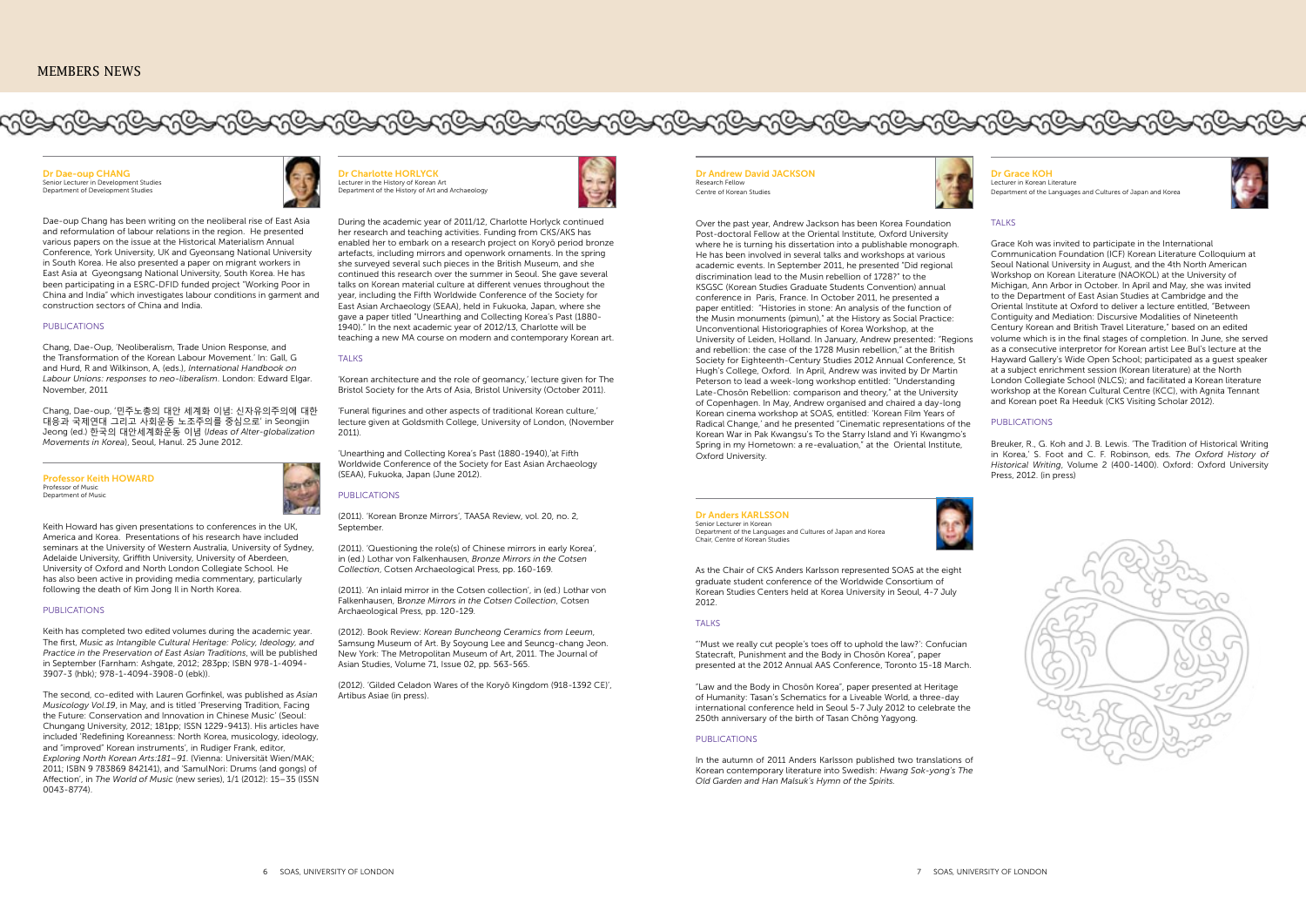# MEMBERS NEWS

## Dr Dae-oup CHANG

Senior Lecturer in Development Studies
Department of Development Studies

Dae-oup Chang has been writing on the neoliberal rise of East Asia and reformulation of labour relations in the region. He presented various papers on the issue at the Historical Materialism Annual Conference, York University, UK and Gyeongsang National University in South Korea. He also presented a paper on migrant workers in East Asia at Gyeongsang National University, South Korea. He has been participating in a ESRC-DFID funded project "Working Poor in China and India" which investigates labour conditions in garment and construction sectors of China and India.

### PUBLICATIONS

Chang, Dae-Oup, 'Neoliberalism, Trade Union Response, and the Transformation of the Korean Labour Movement.' In: Gall, G and Hurd, R and Wilkinson, A, (eds.), *International Handbook on Labour Unions: responses to neo-liberalism*. London: Edward Elgar. November, 2011

Chang, Dae-oup, '민주노총의 대안 세계화 이념: 신자유의주의에 대한 대응과 국제연대 그리고 사회운동 노조주의를 중심으로' in Seongjin Jeong (ed.) 한국의 대안세계화운동 이념 (*Ideas of Alter-globalization Movements in Korea*), Seoul, Hanul. 25 June 2012.

## Professor Keith HOWARD

Professor of Music
Department of Music

Keith Howard has given presentations to conferences in the UK, America and Korea. Presentations of his research have included seminars at the University of Western Australia, University of Sydney, Adelaide University, Griffith University, University of Aberdeen, University of Oxford and North London Collegiate School. He has also been active in providing media commentary, particularly following the death of Kim Jong Il in North Korea.

### PUBLICATIONS

Keith has completed two edited volumes during the academic year. The first, *Music as Intangible Cultural Heritage: Policy, Ideology, and Practice in the Preservation of East Asian Traditions*, will be published in September (Farnham: Ashgate, 2012; 283pp; ISBN 978-1-4094-3907-3 (hbk); 978-1-4094-3908-0 (ebk)).

The second, co-edited with Lauren Gorfinkel, was published as *Asian Musicology Vol.19*, in May, and is titled 'Preserving Tradition, Facing the Future: Conservation and Innovation in Chinese Music' (Seoul: Chungang University, 2012; 181pp; ISSN 1229-9413). His articles have included 'Redefining Koreanness: North Korea, musicology, ideology, and "improved" Korean instruments', in Rudiger Frank, editor, *Exploring North Korean Arts:181–91*. (Vienna: Universität Wien/MAK; 2011; ISBN 9 783869 842141), and 'SamulNori: Drums (and gongs) of Affection', in *The World of Music* (new series), 1/1 (2012): 15–35 (ISSN 0043-8774).

## Dr Charlotte HORLYCK

Lecturer in the History of Korean Art
Department of the History of Art and Archaeology

During the academic year of 2011/12, Charlotte Horlyck continued her research and teaching activities. Funding from CKS/AKS has enabled her to embark on a research project on Koryŏ period bronze artefacts, including mirrors and openwork ornaments. In the spring she surveyed several such pieces in the British Museum, and she continued this research over the summer in Seoul. She gave several talks on Korean material culture at different venues throughout the year, including the Fifth Worldwide Conference of the Society for East Asian Archaeology (SEAA), held in Fukuoka, Japan, where she gave a paper titled "Unearthing and Collecting Korea's Past (1880-1940)." In the next academic year of 2012/13, Charlotte will be teaching a new MA course on modern and contemporary Korean art.

### TALKS

'Korean architecture and the role of geomancy,' lecture given for The Bristol Society for the Arts of Asia, Bristol University (October 2011).

'Funeral figurines and other aspects of traditional Korean culture,' lecture given at Goldsmith College, University of London, (November 2011).

'Unearthing and Collecting Korea's Past (1880-1940),'at Fifth Worldwide Conference of the Society for East Asian Archaeology (SEAA), Fukuoka, Japan (June 2012).

### PUBLICATIONS

(2011). 'Korean Bronze Mirrors', TAASA Review, vol. 20, no. 2, September.

(2011). 'Questioning the role(s) of Chinese mirrors in early Korea', in (ed.) Lothar von Falkenhausen, *Bronze Mirrors in the Cotsen Collection*, Cotsen Archaeological Press, pp. 160-169.

(2011). 'An inlaid mirror in the Cotsen collection', in (ed.) Lothar von Falkenhausen, B*ronze Mirrors in the Cotsen Collection*, Cotsen Archaeological Press, pp. 120-129.

(2012). Book Review: *Korean Buncheong Ceramics from Leeum*, Samsung Museum of Art. By Soyoung Lee and Seuncg-chang Jeon. New York: The Metropolitan Museum of Art, 2011. The Journal of Asian Studies, Volume 71, Issue 02, pp. 563-565.

(2012). 'Gilded Celadon Wares of the Koryŏ Kingdom (918-1392 CE)', Artibus Asiae (in press).

## Dr Andrew David JACKSON

Research Fellow
Centre of Korean Studies

Over the past year, Andrew Jackson has been Korea Foundation Post-doctoral Fellow at the Oriental Institute, Oxford University where he is turning his dissertation into a publishable monograph. He has been involved in several talks and workshops at various academic events. In September 2011, he presented "Did regional discrimination lead to the Musin rebellion of 1728?" to the KSGSC (Korean Studies Graduate Students Convention) annual conference in Paris, France. In October 2011, he presented a paper entitled: "Histories in stone: An analysis of the function of the Musin monuments (pimun)," at the History as Social Practice: Unconventional Historiographies of Korea Workshop, at the University of Leiden, Holland. In January, Andrew presented: "Regions and rebellion: the case of the 1728 Musin rebellion," at the British Society for Eighteenth-Century Studies 2012 Annual Conference, St Hugh's College, Oxford. In April, Andrew was invited by Dr Martin Peterson to lead a week-long workshop entitled: "Understanding Late-Chosŏn Rebellion: comparison and theory," at the University of Copenhagen. In May, Andrew organised and chaired a day-long Korean cinema workshop at SOAS, entitled: 'Korean Film Years of Radical Change,' and he presented "Cinematic representations of the Korean War in Pak Kwangsu's To the Starry Island and Yi Kwangmo's Spring in my Hometown: a re-evaluation," at the Oriental Institute, Oxford University.

## Dr Anders KARLSSON

Senior Lecturer in Korean
Department of the Languages and Cultures of Japan and Korea
Chair, Centre of Korean Studies

As the Chair of CKS Anders Karlsson represented SOAS at the eight graduate student conference of the Worldwide Consortium of Korean Studies Centers held at Korea University in Seoul, 4-7 July 2012.

### TALKS

""Must we really cut people's toes off to uphold the law?': Confucian Statecraft, Punishment and the Body in Chosŏn Korea", paper presented at the 2012 Annual AAS Conference, Toronto 15-18 March.

"Law and the Body in Chosŏn Korea", paper presented at Heritage of Humanity: Tasan's Schematics for a Liveable World, a three-day international conference held in Seoul 5-7 July 2012 to celebrate the 250th anniversary of the birth of Tasan Chŏng Yagyong.

### PUBLICATIONS

In the autumn of 2011 Anders Karlsson published two translations of Korean contemporary literature into Swedish: *Hwang Sok-yong's The Old Garden and Han Malsuk's Hymn of the Spirits.*

## Dr Grace KOH

Lecturer in Korean Literature
Department of the Languages and Cultures of Japan and Korea

### TALKS

Grace Koh was invited to participate in the International Communication Foundation (ICF) Korean Literature Colloquium at Seoul National University in August, and the 4th North American Workshop on Korean Literature (NAOKOL) at the University of Michigan, Ann Arbor in October. In April and May, she was invited to the Department of East Asian Studies at Cambridge and the Oriental Institute at Oxford to deliver a lecture entitled, "Between Contiguity and Mediation: Discursive Modalities of Nineteenth Century Korean and British Travel Literature," based on an edited volume which is in the final stages of completion. In June, she served as a consecutive interpreter for Korean artist Lee Bul's lecture at the Hayward Gallery's Wide Open School; participated as a guest speaker at a subject enrichment session (Korean literature) at the North London Collegiate School (NLCS); and facilitated a Korean literature workshop at the Korean Cultural Centre (KCC), with Agnita Tennant and Korean poet Ra Heeduk (CKS Visiting Scholar 2012).

### PUBLICATIONS

Breuker, R., G. Koh and J. B. Lewis. 'The Tradition of Historical Writing in Korea,' S. Foot and C. F. Robinson, eds. *The Oxford History of Historical Writing*, Volume 2 (400-1400). Oxford: Oxford University Press, 2012. (in press)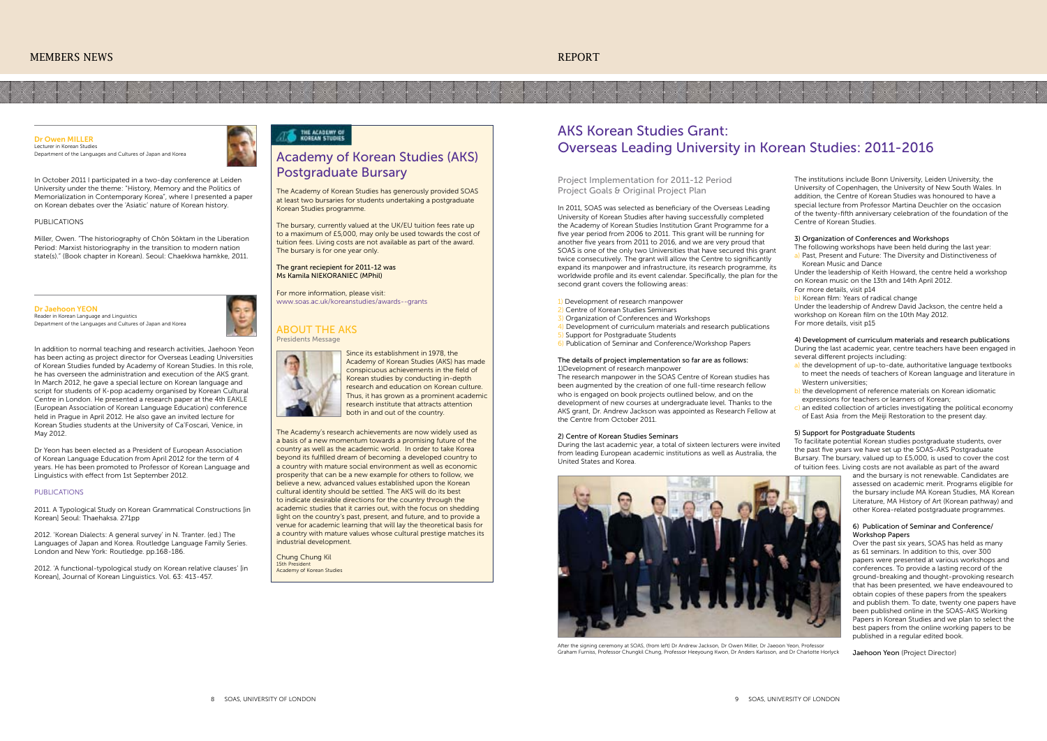## Dr Owen MILLER

Lecturer in Korean Studies
Department of the Languages and Cultures of Japan and Korea

In October 2011 I participated in a two-day conference at Leiden University under the theme: "History, Memory and the Politics of Memorialization in Contemporary Korea", where I presented a paper on Korean debates over the 'Asiatic' nature of Korean history.

PUBLICATIONS

Miller, Owen. "The historiography of Chŏn Sŏktam in the Liberation Period: Marxist historiography in the transition to modern nation state(s)." (Book chapter in Korean). Seoul: Chaekkwa hamkke, 2011.

## Dr Jaehoon YEON

Reader in Korean Language and Linguistics
Department of the Languages and Cultures of Japan and Korea

In addition to normal teaching and research activities, Jaehoon Yeon has been acting as project director for Overseas Leading Universities of Korean Studies funded by Academy of Korean Studies. In this role, he has overseen the administration and execution of the AKS grant. In March 2012, he gave a special lecture on Korean language and script for students of K-pop academy organised by Korean Cultural Centre in London. He presented a research paper at the 4th EAKLE (European Association of Korean Language Education) conference held in Prague in April 2012. He also gave an invited lecture for Korean Studies students at the University of Ca'Foscari, Venice, in May 2012.

Dr Yeon has been elected as a President of European Association of Korean Language Education from April 2012 for the term of 4 years. He has been promoted to Professor of Korean Language and Linguistics with effect from 1st September 2012.

PUBLICATIONS

2011. A Typological Study on Korean Grammatical Constructions [in Korean] Seoul: Thaehaksa. 271pp

2012. 'Korean Dialects: A general survey' in N. Tranter. (ed.) The Languages of Japan and Korea. Routledge Language Family Series. London and New York: Routledge. pp.168-186.

2012. 'A functional-typological study on Korean relative clauses' [in Korean], Journal of Korean Linguistics. Vol. 63: 413-457.

THE ACADEMY OF KOREAN STUDIES

## Academy of Korean Studies (AKS) Postgraduate Bursary

The Academy of Korean Studies has generously provided SOAS at least two bursaries for students undertaking a postgraduate Korean Studies programme.

The bursary, currently valued at the UK/EU tuition fees rate up to a maximum of £5,000, may only be used towards the cost of tuition fees. Living costs are not available as part of the award. The bursary is for one year only.

**The grant reciepient for 2011-12 was Ms Kamila NIEKORANIEC (MPhil)**

For more information, please visit:
www.soas.ac.uk/koreanstudies/awards--grants

## ABOUT THE AKS

Presidents Message

Since its establishment in 1978, the Academy of Korean Studies (AKS) has made conspicuous achievements in the field of Korean studies by conducting in-depth research and education on Korean culture. Thus, it has grown as a prominent academic research institute that attracts attention both in and out of the country.

The Academy's research achievements are now widely used as a basis of a new momentum towards a promising future of the country as well as the academic world. In order to take Korea beyond its fulfilled dream of becoming a developed country to a country with mature social environment as well as economic prosperity that can be a new example for others to follow, we believe a new, advanced values established upon the Korean cultural identity should be settled. The AKS will do its best to indicate desirable directions for the country through the academic studies that it carries out, with the focus on shedding light on the country's past, present, and future, and to provide a venue for academic learning that will lay the theoretical basis for a country with mature values whose cultural prestige matches its industrial development.

Chung Chung Kil
15th President
Academy of Korean Studies

# AKS Korean Studies Grant: Overseas Leading University in Korean Studies: 2011-2016

Project Implementation for 2011-12 Period
Project Goals & Original Project Plan

In 2011, SOAS was selected as beneficiary of the Overseas Leading University of Korean Studies after having successfully completed the Academy of Korean Studies Institution Grant Programme for a five year period from 2006 to 2011. This grant will be running for another five years from 2011 to 2016, and we are very proud that SOAS is one of the only two Universities that have secured this grant twice consecutively. The grant will allow the Centre to significantly expand its manpower and infrastructure, its research programme, its worldwide profile and its event calendar. Specifically, the plan for the second grant covers the following areas:

1) Development of research manpower
2) Centre of Korean Studies Seminars
3) Organization of Conferences and Workshops
4) Development of curriculum materials and research publications
5) Support for Postgraduate Students
6) Publication of Seminar and Conference/Workshop Papers

**The details of project implementation so far are as follows:**
1)Development of research manpower
The research manpower in the SOAS Centre of Korean studies has been augmented by the creation of one full-time research fellow who is engaged on book projects outlined below, and on the development of new courses at undergraduate level. Thanks to the AKS grant, Dr. Andrew Jackson was appointed as Research Fellow at the Centre from October 2011.

**2) Centre of Korean Studies Seminars**
During the last academic year, a total of sixteen lecturers were invited from leading European academic institutions as well as Australia, the United States and Korea.

After the signing ceremony at SOAS, (from left) Dr Andrew Jackson, Dr Owen Miller, Dr Jaeoon Yeon, Professor Graham Furniss, Professor Chungkil Chung, Professor Heeyoung Kwon, Dr Anders Karlsson, and Dr Charlotte Horlyck

The institutions include Bonn University, Leiden University, the University of Copenhagen, the University of New South Wales. In addition, the Centre of Korean Studies was honoured to have a special lecture from Professor Martina Deuchler on the occasion of the twenty-fifth anniversary celebration of the foundation of the Centre of Korean Studies.

**3) Organization of Conferences and Workshops**
The following workshops have been held during the last year:
a) Past, Present and Future: The Diversity and Distinctiveness of Korean Music and Dance
Under the leadership of Keith Howard, the centre held a workshop on Korean music on the 13th and 14th April 2012.
For more details, visit p14
b) Korean film: Years of radical change
Under the leadership of Andrew David Jackson, the centre held a workshop on Korean film on the 10th May 2012.
For more details, visit p15

**4) Development of curriculum materials and research publications**
During the last academic year, centre teachers have been engaged in several different projects including:
a) the development of up-to-date, authoritative language textbooks to meet the needs of teachers of Korean language and literature in Western universities;
b) the development of reference materials on Korean idiomatic expressions for teachers or learners of Korean;
c) an edited collection of articles investigating the political economy of East Asia from the Meiji Restoration to the present day.

**5) Support for Postgraduate Students**
To facilitate potential Korean studies postgraduate students, over the past five years we have set up the SOAS-AKS Postgraduate Bursary. The bursary, valued up to £5,000, is used to cover the cost of tuition fees. Living costs are not available as part of the award and the bursary is not renewable. Candidates are assessed on academic merit. Programs eligible for the bursary include MA Korean Studies, MA Korean Literature, MA History of Art (Korean pathway) and other Korea-related postgraduate programmes.

**6) Publication of Seminar and Conference/Workshop Papers**
Over the past six years, SOAS has held as many as 61 seminars. In addition to this, over 300 papers were presented at various workshops and conferences. To provide a lasting record of the ground-breaking and thought-provoking research that has been presented, we have endeavoured to obtain copies of these papers from the speakers and publish them. To date, twenty one papers have been published online in the SOAS-AKS Working Papers in Korean Studies and we plan to select the best papers from the online working papers to be published in a regular edited book.

**Jaehoon Yeon** (Project Director)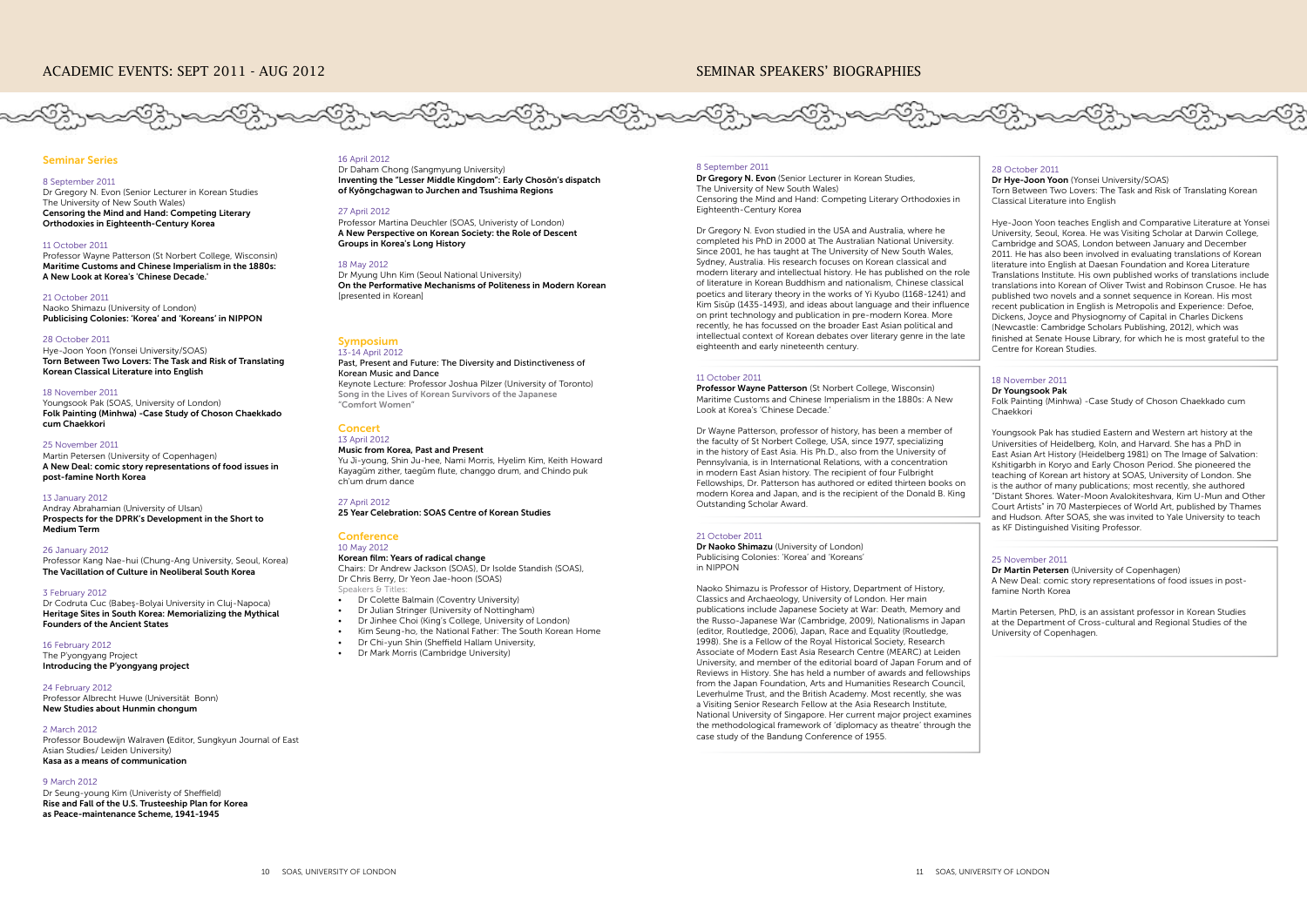# ACADEMIC EVENTS: SEPT 2011 - AUG 2012

## Seminar Series

8 September 2011
Dr Gregory N. Evon (Senior Lecturer in Korean Studies The University of New South Wales)
**Censoring the Mind and Hand: Competing Literary Orthodoxies in Eighteenth-Century Korea**

11 October 2011
Professor Wayne Patterson (St Norbert College, Wisconsin)
**Maritime Customs and Chinese Imperialism in the 1880s: A New Look at Korea's 'Chinese Decade.'**

21 October 2011
Naoko Shimazu (University of London)
**Publicising Colonies: 'Korea' and 'Koreans' in NIPPON**

28 October 2011
Hye-Joon Yoon (Yonsei University/SOAS)
**Torn Between Two Lovers: The Task and Risk of Translating Korean Classical Literature into English**

18 November 2011
Youngsook Pak (SOAS, University of London)
**Folk Painting (Minhwa) -Case Study of Choson Chaekkado cum Chaekkori**

25 November 2011
Martin Petersen (University of Copenhagen)
**A New Deal: comic story representations of food issues in post-famine North Korea**

13 January 2012
Andray Abrahamian (University of Ulsan)
**Prospects for the DPRK's Development in the Short to Medium Term**

26 January 2012
Professor Kang Nae-hui (Chung-Ang University, Seoul, Korea)
**The Vacillation of Culture in Neoliberal South Korea**

3 February 2012
Dr Codruta Cuc (Babeş-Bolyai University in Cluj-Napoca)
**Heritage Sites in South Korea: Memorializing the Mythical Founders of the Ancient States**

16 February 2012
The P'yongyang Project
**Introducing the P'yongyang project**

24 February 2012
Professor Albrecht Huwe (Universität Bonn)
**New Studies about Hunmin chongum**

2 March 2012
Professor Boudewijn Walraven (Editor, Sungkyun Journal of East Asian Studies/ Leiden University)
**Kasa as a means of communication**

9 March 2012
Dr Seung-young Kim (Univeristy of Sheffield)
**Rise and Fall of the U.S. Trusteeship Plan for Korea as Peace-maintenance Scheme, 1941-1945**

16 April 2012
Dr Daham Chong (Sangmyung University)
**Inventing the "Lesser Middle Kingdom": Early Chosŏn's dispatch of Kyŏngchagwan to Jurchen and Tsushima Regions**

27 April 2012
Professor Martina Deuchler (SOAS, Univeristy of London)
**A New Perspective on Korean Society: the Role of Descent Groups in Korea's Long History**

18 May 2012
Dr Myung Uhn Kim (Seoul National University)
**On the Performative Mechanisms of Politeness in Modern Korean** [presented in Korean]

## Symposium

13-14 April 2012
Past, Present and Future: The Diversity and Distinctiveness of Korean Music and Dance
Keynote Lecture: Professor Joshua Pilzer (University of Toronto)
Song in the Lives of Korean Survivors of the Japanese "Comfort Women"

## Concert

13 April 2012
**Music from Korea, Past and Present**
Yu Ji-young, Shin Ju-hee, Nami Morris, Hyelim Kim, Keith Howard
Kayagŭm zither, taegŭm flute, changgo drum, and Chindo puk ch'um drum dance

27 April 2012
**25 Year Celebration: SOAS Centre of Korean Studies**

## Conference

10 May 2012
**Korean film: Years of radical change**
Chairs: Dr Andrew Jackson (SOAS), Dr Isolde Standish (SOAS), Dr Chris Berry, Dr Yeon Jae-hoon (SOAS)
Speakers & Titles:

- Dr Colette Balmain (Coventry University)
- Dr Julian Stringer (University of Nottingham)
- Dr Jinhee Choi (King's College, University of London)
- Kim Seung-ho, the National Father: The South Korean Home
- Dr Chi-yun Shin (Sheffield Hallam University,
- Dr Mark Morris (Cambridge University)

# SEMINAR SPEAKERS' BIOGRAPHIES

8 September 2011
**Dr Gregory N. Evon** (Senior Lecturer in Korean Studies, The University of New South Wales)
Censoring the Mind and Hand: Competing Literary Orthodoxies in Eighteenth-Century Korea

Dr Gregory N. Evon studied in the USA and Australia, where he completed his PhD in 2000 at The Australian National University. Since 2001, he has taught at The University of New South Wales, Sydney, Australia. His research focuses on Korean classical and modern literary and intellectual history. He has published on the role of literature in Korean Buddhism and nationalism, Chinese classical poetics and literary theory in the works of Yi Kyubo (1168-1241) and Kim Sisŭp (1435-1493), and ideas about language and their influence on print technology and publication in pre-modern Korea. More recently, he has focussed on the broader East Asian political and intellectual context of Korean debates over literary genre in the late eighteenth and early nineteenth century.

11 October 2011
**Professor Wayne Patterson** (St Norbert College, Wisconsin)
Maritime Customs and Chinese Imperialism in the 1880s: A New Look at Korea's 'Chinese Decade.'

Dr Wayne Patterson, professor of history, has been a member of the faculty of St Norbert College, USA, since 1977, specializing in the history of East Asia. His Ph.D., also from the University of Pennsylvania, is in International Relations, with a concentration in modern East Asian history. The recipient of four Fulbright Fellowships, Dr. Patterson has authored or edited thirteen books on modern Korea and Japan, and is the recipient of the Donald B. King Outstanding Scholar Award.

21 October 2011
**Dr Naoko Shimazu** (University of London)
Publicising Colonies: 'Korea' and 'Koreans' in NIPPON

Naoko Shimazu is Professor of History, Department of History, Classics and Archaeology, University of London. Her main publications include Japanese Society at War: Death, Memory and the Russo-Japanese War (Cambridge, 2009), Nationalisms in Japan (editor, Routledge, 2006), Japan, Race and Equality (Routledge, 1998). She is a Fellow of the Royal Historical Society, Research Associate of Modern East Asia Research Centre (MEARC) at Leiden University, and member of the editorial board of Japan Forum and of Reviews in History. She has held a number of awards and fellowships from the Japan Foundation, Arts and Humanities Research Council, Leverhulme Trust, and the British Academy. Most recently, she was a Visiting Senior Research Fellow at the Asia Research Institute, National University of Singapore. Her current major project examines the methodological framework of 'diplomacy as theatre' through the case study of the Bandung Conference of 1955.

28 October 2011
**Dr Hye-Joon Yoon** (Yonsei University/SOAS)
Torn Between Two Lovers: The Task and Risk of Translating Korean Classical Literature into English

Hye-Joon Yoon teaches English and Comparative Literature at Yonsei University, Seoul, Korea. He was Visiting Scholar at Darwin College, Cambridge and SOAS, London between January and December 2011. He has also been involved in evaluating translations of Korean literature into English at Daesan Foundation and Korea Literature Translations Institute. His own published works of translations include translations into Korean of Oliver Twist and Robinson Crusoe. He has published two novels and a sonnet sequence in Korean. His most recent publication in English is Metropolis and Experience: Defoe, Dickens, Joyce and Physiognomy of Capital in Charles Dickens (Newcastle: Cambridge Scholars Publishing, 2012), which was finished at Senate House Library, for which he is most grateful to the Centre for Korean Studies.

18 November 2011
**Dr Youngsook Pak**
Folk Painting (Minhwa) -Case Study of Choson Chaekkado cum Chaekkori

Youngsook Pak has studied Eastern and Western art history at the Universities of Heidelberg, Koln, and Harvard. She has a PhD in East Asian Art History (Heidelberg 1981) on The Image of Salvation: Kshitigarbh in Koryo and Early Choson Period. She pioneered the teaching of Korean art history at SOAS, University of London. She is the author of many publications; most recently, she authored "Distant Shores. Water-Moon Avalokiteshvara, Kim U-Mun and Other Court Artists" in 70 Masterpieces of World Art, published by Thames and Hudson. After SOAS, she was invited to Yale University to teach as KF Distinguished Visiting Professor.

25 November 2011
**Dr Martin Petersen** (University of Copenhagen)
A New Deal: comic story representations of food issues in post-famine North Korea

Martin Petersen, PhD, is an assistant professor in Korean Studies at the Department of Cross-cultural and Regional Studies of the University of Copenhagen.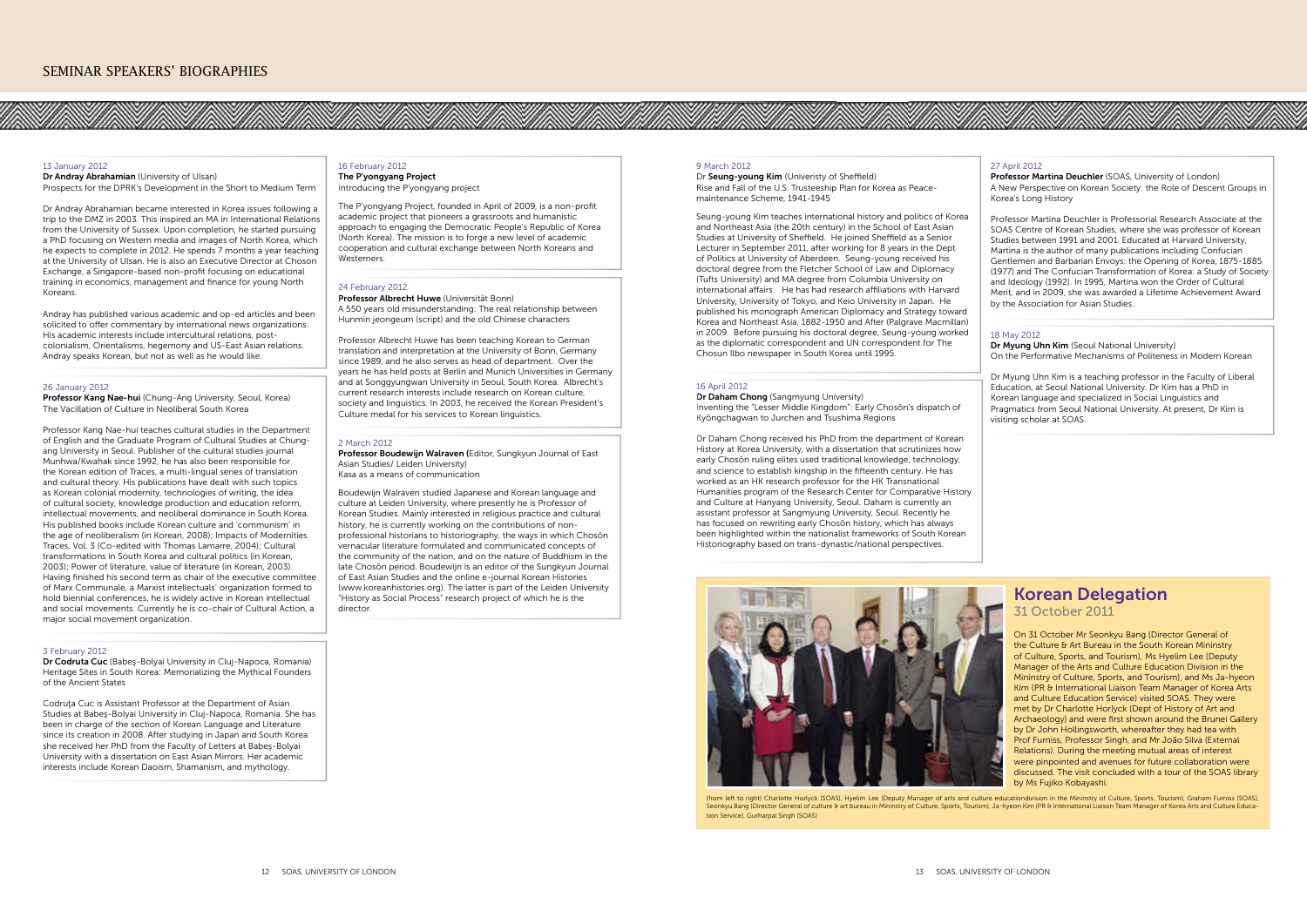# SEMINAR SPEAKERS' BIOGRAPHIES

13 January 2012

**Dr Andray Abrahamian** (University of Ulsan)
Prospects for the DPRK's Development in the Short to Medium Term

Dr Andray Abrahamian became interested in Korea issues following a trip to the DMZ in 2003. This inspired an MA in International Relations from the University of Sussex. Upon completion, he started pursuing a PhD focusing on Western media and images of North Korea, which he expects to complete in 2012. He spends 7 months a year teaching at the University of Ulsan. He is also an Executive Director at Choson Exchange, a Singapore-based non-profit focusing on educational training in economics, management and finance for young North Koreans.

Andray has published various academic and op-ed articles and been solicited to offer commentary by international news organizations. His academic interests include intercultural relations, post-colonialism, Orientalisms, hegemony and US-East Asian relations. Andray speaks Korean, but not as well as he would like.

26 January 2012

**Professor Kang Nae-hui** (Chung-Ang University, Seoul, Korea)
The Vacillation of Culture in Neoliberal South Korea

Professor Kang Nae-hui teaches cultural studies in the Department of English and the Graduate Program of Cultural Studies at Chung-ang University in Seoul. Publisher of the cultural studies journal Munhwa/Kwahak since 1992, he has also been responsible for the Korean edition of Traces, a multi-lingual series of translation and cultural theory. His publications have dealt with such topics as Korean colonial modernity, technologies of writing, the idea of cultural society, knowledge production and education reform, intellectual movements, and neoliberal dominance in South Korea. His published books include Korean culture and 'communism' in the age of neoliberalism (in Korean, 2008); Impacts of Modernities. Traces, Vol. 3 (Co-edited with Thomas Lamarre, 2004); Cultural transformations in South Korea and cultural politics (in Korean, 2003); Power of literature, value of literature (in Korean, 2003). Having finished his second term as chair of the executive committee of Marx Communale, a Marxist intellectuals' organization formed to hold biennial conferences, he is widely active in Korean intellectual and social movements. Currently he is co-chair of Cultural Action, a major social movement organization.

3 February 2012

**Dr Codruta Cuc** (Babeş-Bolyai University in Cluj-Napoca, Romania)
Heritage Sites in South Korea: Memorializing the Mythical Founders of the Ancient States

Codruţa Cuc is Assistant Professor at the Department of Asian Studies at Babeş-Bolyai University in Cluj-Napoca, Romania. She has been in charge of the section of Korean Language and Literature since its creation in 2008. After studying in Japan and South Korea she received her PhD from the Faculty of Letters at Babeş-Bolyai University with a dissertation on East Asian Mirrors. Her academic interests include Korean Daoism, Shamanism, and mythology.

16 February 2012

**The P'yongyang Project**
Introducing the P'yongyang project

The P'yongyang Project, founded in April of 2009, is a non-profit academic project that pioneers a grassroots and humanistic approach to engaging the Democratic People's Republic of Korea (North Korea). The mission is to forge a new level of academic cooperation and cultural exchange between North Koreans and Westerners.

24 February 2012

**Professor Albrecht Huwe** (Universität Bonn)
A 550 years old misunderstanding: The real relationship between Hunmin jeongeum (script) and the old Chinese characters

Professor Albrecht Huwe has been teaching Korean to German translation and interpretation at the University of Bonn, Germany since 1989, and he also serves as head of department. Over the years he has held posts at Berlin and Munich Universities in Germany and at Songgyungwan University in Seoul, South Korea. Albrecht's current research interests include research on Korean culture, society and linguistics. In 2003, he received the Korean President's Culture medal for his services to Korean linguistics.

2 March 2012

**Professor Boudewijn Walraven (**Editor, Sungkyun Journal of East Asian Studies/ Leiden University)
Kasa as a means of communication

Boudewijn Walraven studied Japanese and Korean language and culture at Leiden University, where presently he is Professor of Korean Studies. Mainly interested in religious practice and cultural history, he is currently working on the contributions of non-professional historians to historiography, the ways in which Chosŏn vernacular literature formulated and communicated concepts of the community of the nation, and on the nature of Buddhism in the late Chosŏn period. Boudewijn is an editor of the Sungkyun Journal of East Asian Studies and the online e-journal Korean Histories (www.koreanhistories.org). The latter is part of the Leiden University "History as Social Process" research project of which he is the director.

9 March 2012

Dr **Seung-young Kim** (Univeristy of Sheffield)
Rise and Fall of the U.S. Trusteeship Plan for Korea as Peace-maintenance Scheme, 1941-1945

Seung-young Kim teaches international history and politics of Korea and Northeast Asia (the 20th century) in the School of East Asian Studies at University of Sheffield. He joined Sheffield as a Senior Lecturer in September 2011, after working for 8 years in the Dept of Politics at University of Aberdeen. Seung-young received his doctoral degree from the Fletcher School of Law and Diplomacy (Tufts University) and MA degree from Columbia University on international affairs. He has had research affiliations with Harvard University, University of Tokyo, and Keio University in Japan. He published his monograph American Diplomacy and Strategy toward Korea and Northeast Asia, 1882-1950 and After (Palgrave Macmillan) in 2009. Before pursuing his doctoral degree, Seung-young worked as the diplomatic correspondent and UN correspondent for The Chosun Ilbo newspaper in South Korea until 1995.

16 April 2012

**Dr Daham Chong** (Sangmyung University)
Inventing the "Lesser Middle Kingdom": Early Chosŏn's dispatch of Kyŏngchagwan to Jurchen and Tsushima Regions

Dr Daham Chong received his PhD from the department of Korean History at Korea University, with a dissertation that scrutinizes how early Chosŏn ruling elites used traditional knowledge, technology, and science to establish kingship in the fifteenth century. He has worked as an HK research professor for the HK Transnational Humanities program of the Research Center for Comparative History and Culture at Hanyang University, Seoul. Daham is currently an assistant professor at Sangmyung University, Seoul. Recently he has focused on rewriting early Chosŏn history, which has always been highlighted within the nationalist frameworks of South Korean Historiography based on trans-dynastic/national perspectives.

27 April 2012

**Professor Martina Deuchler** (SOAS, University of London)
A New Perspective on Korean Society: the Role of Descent Groups in Korea's Long History

Professor Martina Deuchler is Professorial Research Associate at the SOAS Centre of Korean Studies, where she was professor of Korean Studies between 1991 and 2001. Educated at Harvard University, Martina is the author of many publications including Confucian Gentlemen and Barbarian Envoys: the Opening of Korea, 1875-1885 (1977) and The Confucian Transformation of Korea: a Study of Society and Ideology (1992). In 1995, Martina won the Order of Cultural Merit, and in 2009, she was awarded a Lifetime Achievement Award by the Association for Asian Studies.

18 May 2012

**Dr Myung Uhn Kim** (Seoul National University)
On the Performative Mechanisms of Politeness in Modern Korean

Dr Myung Uhn Kim is a teaching professor in the Faculty of Liberal Education, at Seoul National University. Dr Kim has a PhD in Korean language and specialized in Social Linguistics and Pragmatics from Seoul National University. At present, Dr Kim is visiting scholar at SOAS.

## Korean Delegation

### 31 October 2011

On 31 October Mr Seonkyu Bang (Director General of the Culture & Art Bureau in the South Korean Mininstry of Culture, Sports, and Tourism), Ms Hyelim Lee (Deputy Manager of the Arts and Culture Education Division in the Mininstry of Culture, Sports, and Tourism), and Ms Ja-hyeon Kim (PR & International Liaison Team Manager of Korea Arts and Culture Education Service) visited SOAS. They were met by Dr Charlotte Horlyck (Dept of History of Art and Archaeology) and were first shown around the Brunei Gallery by Dr John Hollingsworth, whereafter they had tea with Prof Furniss, Professor Singh, and Mr João Silva (External Relations). During the meeting mutual areas of interest were pinpointed and avenues for future collaboration were discussed. The visit concluded with a tour of the SOAS library by Ms Fujiko Kobayashi.

(from left to right) Charlotte Horlyck (SOAS), Hyelim Lee (Deputy Manager of arts and culture educationdivision in the Mininstry of Culture, Sports, Tourism), Graham Furniss (SOAS), Seonkyu Bang (Director General of culture & art bureau in Mininstry of Culture, Sports, Tourism), Ja-hyeon Kim (PR & International Liaison Team Manager of Korea Arts and Culture Education Service), Gurharpal Singh (SOAS)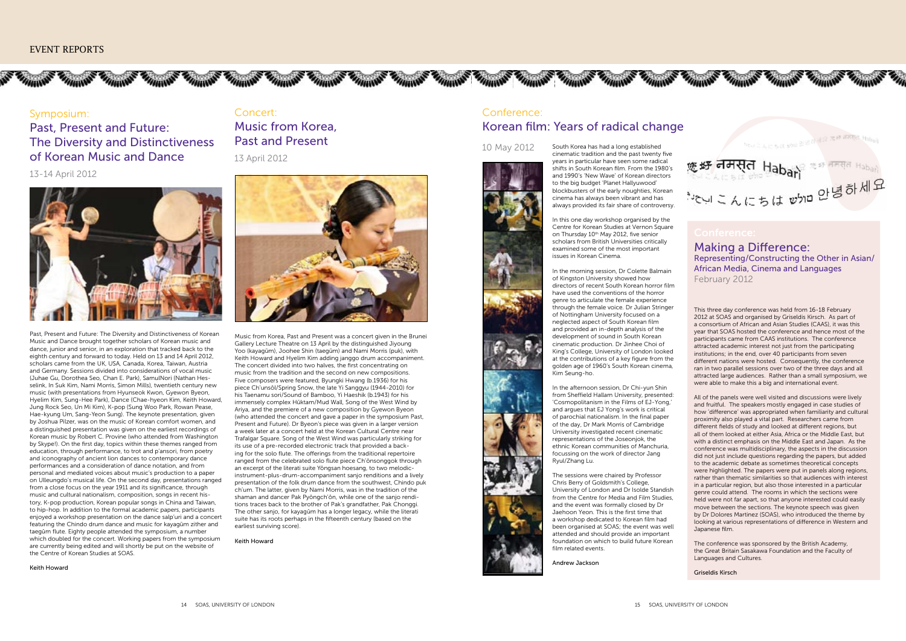## Symposium:

# Past, Present and Future: The Diversity and Distinctiveness of Korean Music and Dance

13-14 April 2012

Past, Present and Future: The Diversity and Distinctiveness of Korean Music and Dance brought together scholars of Korean music and dance, junior and senior, in an exploration that tracked back to the eighth century and forward to today. Held on 13 and 14 April 2012, scholars came from the UK, USA, Canada, Korea, Taiwan, Austria and Germany. Sessions divided into considerations of vocal music (Juhae Gu, Dorothea Seo, Chan E. Park), SamulNori (Nathan Hesselink, In Suk Kim, Nami Morris, Simon Mills), twentieth century new music (with presentations from Hyunseok Kwon, Gyewon Byeon, Hyelim Kim, Sung-Hee Park), Dance (Chae-hyeon Kim, Keith Howard, Jung Rock Seo, Un Mi Kim), K-pop (Sung Woo Park, Rowan Pease, Hae-kyung Um, Sang-Yeon Sung). The keynote presentation, given by Joshua Pilzer, was on the music of Korean comfort women, and a distinguished presentation was given on the earliest recordings of Korean music by Robert C. Provine (who attended from Washington by Skype!). On the first day, topics within these themes ranged from education, through performance, to trot and p'ansori, from poetry and iconography of ancient lion dances to contemporary dance performances and a consideration of dance notation, and from personal and mediated voices about music's production to a paper on Ulleungdo's musical life. On the second day, presentations ranged from a close focus on the year 1911 and its significance, through music and cultural nationalism, composition, songs in recent history, K-pop production, Korean popular songs in China and Taiwan, to hip-hop. In addition to the formal academic papers, participants enjoyed a workshop presentation on the dance salp'uri and a concert featuring the Chindo drum dance and music for kayagŭm zither and taegŭm flute. Eighty people attended the symposium, a number which doubled for the concert. Working papers from the symposium are currently being edited and will shortly be put on the website of the Centre of Korean Studies at SOAS.

Keith Howard

## Concert:

# Music from Korea, Past and Present

13 April 2012

Music from Korea, Past and Present was a concert given in the Brunei Gallery Lecture Theatre on 13 April by the distinguished Jiyoung Yoo (kayagŭm), Joohee Shin (taegŭm) and Nami Morris (puk), with Keith Howard and Hyelim Kim adding janggo drum accompaniment. The concert divided into two halves, the first concentrating on music from the tradition and the second on new compositions. Five composers were featured, Byungki Hwang (b.1936) for his piece Ch'unsŏl/Spring Snow, the late Yi Sanggyu (1944-2010) for his Taenamu sori/Sound of Bamboo, Yi Haeshik (b.1943) for his immensely complex Hŭktam/Mud Wall, Song of the West Wind by Ariya, and the premiere of a new composition by Gyewon Byeon (who attended the concert and gave a paper in the symposium Past, Present and Future). Dr Byeon's piece was given in a larger version a week later at a concert held at the Korean Cultural Centre near Trafalgar Square. Song of the West Wind was particularly striking for its use of a pre-recorded electronic track that provided a backing for the solo flute. The offerings from the traditional repertoire ranged from the celebrated solo flute piece Ch'ŏnsonggok through an excerpt of the literati suite Yŏngsan hoesang, to two melodic-instrument-plus-drum-accompaniment sanjo renditions and a lively presentation of the folk drum dance from the southwest, Chindo puk ch'um. The latter, given by Nami Morris, was in the tradition of the shaman and dancer Pak Pyŏngch'ŏn, while one of the sanjo renditions traces back to the brother of Pak's grandfather, Pak Chonggi. The other sanjo, for kayagŭm has a longer legacy, while the literati suite has its roots perhaps in the fifteenth century (based on the earliest surviving score).

Keith Howard

## Conference:

# Korean film: Years of radical change

10 May 2012

South Korea has had a long established cinematic tradition and the past twenty five years in particular have seen some radical shifts in South Korean film. From the 1980's and 1990's 'New Wave' of Korean directors to the big budget 'Planet Hallyuwood' blockbusters of the early noughties, Korean cinema has always been vibrant and has always provided its fair share of controversy.

In this one day workshop organised by the Centre for Korean Studies at Vernon Square on Thursday 10th May 2012, five senior scholars from British Universities critically examined some of the most important issues in Korean Cinema.

In the morning session, Dr Colette Balmain of Kingston University showed how directors of recent South Korean horror film have used the conventions of the horror genre to articulate the female experience through the female voice. Dr Julian Stringer of Nottingham University focused on a neglected aspect of South Korean film and provided an in-depth analysis of the development of sound in South Korean cinematic production. Dr Jinhee Choi of King's College, University of London looked at the contributions of a key figure from the golden age of 1960's South Korean cinema, Kim Seung-ho.

In the afternoon session, Dr Chi-yun Shin from Sheffield Hallam University, presented: 'Cosmopolitanism in the Films of EJ-Yong,' and argues that EJ Yong's work is critical of parochial nationalism. In the final paper of the day, Dr Mark Morris of Cambridge University investigated recent cinematic representations of the Joseonjok, the ethnic Korean communities of Manchuria, focussing on the work of director Jang Ryul/Zhang Lu.

The sessions were chaired by Professor Chris Berry of Goldsmith's College, University of London and Dr Isolde Standish from the Centre for Media and Film Studies, and the event was formally closed by Dr Jaehoon Yeon. This is the first time that a workshop dedicated to Korean film had been organised at SOAS; the event was well attended and should provide an important foundation on which to build future Korean film related events.

Andrew Jackson

## Conference:

# Making a Difference:

### Representing/Constructing the Other in Asian/African Media, Cinema and Languages

February 2012

This three day conference was held from 16-18 February 2012 at SOAS and organised by Griseldis Kirsch. As part of a consortium of African and Asian Studies (CAAS), it was this year that SOAS hosted the conference and hence most of the participants came from CAAS institutions. The conference attracted academic interest not just from the participating institutions; in the end, over 40 participants from seven different nations were hosted. Consequently, the conference ran in two parallel sessions over two of the three days and all attracted large audiences. Rather than a small symposium, we were able to make this a big and international event.

All of the panels were well visited and discussions were lively and fruitful. The speakers mostly engaged in case studies of how 'difference' was appropriated when familiarity and cultural proximity also played a vital part. Researchers came from different fields of study and looked at different regions, but all of them looked at either Asia, Africa or the Middle East, but with a distinct emphasis on the Middle East and Japan. As the conference was multidisciplinary, the aspects in the discussion did not just include questions regarding the papers, but added to the academic debate as sometimes theoretical concepts were highlighted. The papers were put in panels along regions, rather than thematic similarities so that audiences with interest in a particular region, but also those interested in a particular genre could attend. The rooms in which the sections were held were not far apart, so that anyone interested could easily move between the sections. The keynote speech was given by Dr Dolores Martinez (SOAS), who introduced the theme by looking at various representations of difference in Western and Japanese film.

The conference was sponsored by the British Academy, the Great Britain Sasakawa Foundation and the Faculty of Languages and Cultures.

Griseldis Kirsch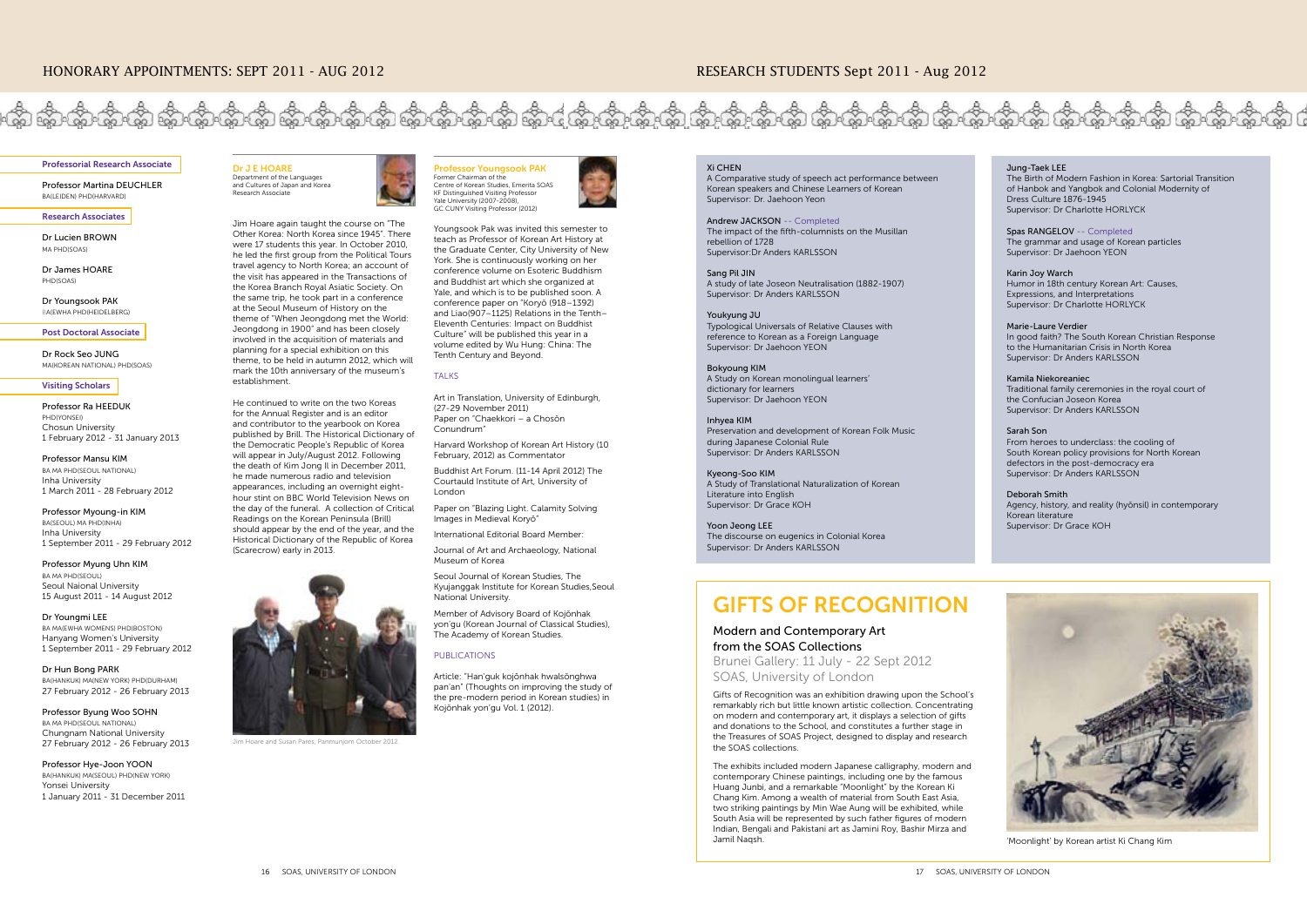# HONORARY APPOINTMENTS: SEPT 2011 - AUG 2012

### Professorial Research Associate

Professor Martina DEUCHLER
BA(LEIDEN) PHD(HARVARD)

### Research Associates

Dr Lucien BROWN
MA PHD(SOAS)

Dr James HOARE
PHD(SOAS)

Dr Youngsook PAK
BA(EWHA PHD(HEIDELBERG)

### Post Doctoral Associate

Dr Rock Seo JUNG
MA(KOREAN NATIONAL) PHD(SOAS)

### Visiting Scholars

Professor Ra HEEDUK
PHD(YONSEI)
Chosun University
1 February 2012 - 31 January 2013

Professor Mansu KIM
BA MA PHD(SEOUL NATIONAL)
Inha University
1 March 2011 - 28 February 2012

Professor Myoung-in KIM
BA(SEOUL) MA PHD(INHA)
Inha University
1 September 2011 - 29 February 2012

Professor Myung Uhn KIM
BA MA PHD(SEOUL)
Seoul Naional University
15 August 2011 - 14 August 2012

Dr Youngmi LEE
BA MA(EWHA WOMENS) PHD(BOSTON)
Hanyang Women's University
1 September 2011 - 29 February 2012

Dr Hun Bong PARK
BA(HANKUK) MA(NEW YORK) PHD(DURHAM)
27 February 2012 - 26 February 2013

Professor Byung Woo SOHN
BA MA PHD(SEOUL NATIONAL)
Chungnam National University
27 February 2012 - 26 February 2013

Professor Hye-Joon YOON
BA(HANKUK) MA(SEOUL) PHD(NEW YORK)
Yonsei University
1 January 2011 - 31 December 2011

### Dr J E HOARE

Department of the Languages and Cultures of Japan and Korea
Research Associate

Jim Hoare again taught the course on "The Other Korea: North Korea since 1945". There were 17 students this year. In October 2010, he led the first group from the Political Tours travel agency to North Korea; an account of the visit has appeared in the Transactions of the Korea Branch Royal Asiatic Society. On the same trip, he took part in a conference at the Seoul Museum of History on the theme of "When Jeongdong met the World: Jeongdong in 1900" and has been closely involved in the acquisition of materials and planning for a special exhibition on this theme, to be held in autumn 2012, which will mark the 10th anniversary of the museum's establishment.

He continued to write on the two Koreas for the Annual Register and is an editor and contributor to the yearbook on Korea published by Brill. The Historical Dictionary of the Democratic People's Republic of Korea will appear in July/August 2012. Following the death of Kim Jong Il in December 2011, he made numerous radio and television appearances, including an overnight eight-hour stint on BBC World Television News on the day of the funeral. A collection of Critical Readings on the Korean Peninsula (Brill) should appear by the end of the year, and the Historical Dictionary of the Republic of Korea (Scarecrow) early in 2013.

Jim Hoare and Susan Pares, Panmunjom October 2012

### Professor Youngsook PAK

Former Chairman of the Centre of Korean Studies, Emerita SOAS
KF Distinguished Visiting Professor Yale University (2007-2008),
GC CUNY Visiting Professor (2012)

Youngsook Pak was invited this semester to teach as Professor of Korean Art History at the Graduate Center, City University of New York. She is continuously working on her conference volume on Esoteric Buddhism and Buddhist art which she organized at Yale, and which is to be published soon. A conference paper on "Koryŏ (918–1392) and Liao(907–1125) Relations in the Tenth–Eleventh Centuries: Impact on Buddhist Culture" will be published this year in a volume edited by Wu Hung: China: The Tenth Century and Beyond.

#### TALKS

Art in Translation, University of Edinburgh, (27-29 November 2011)
Paper on "Chaekkori – a Chosŏn Conundrum"

Harvard Workshop of Korean Art History (10 February, 2012) as Commentator

Buddhist Art Forum. (11-14 April 2012) The Courtauld Institute of Art, University of London

Paper on "Blazing Light. Calamity Solving Images in Medieval Koryŏ"

International Editorial Board Member:

Journal of Art and Archaeology, National Museum of Korea

Seoul Journal of Korean Studies, The Kyujanggak Institute for Korean Studies,Seoul National University.

Member of Advisory Board of Kojŏnhak yon'gu (Korean Journal of Classical Studies), The Academy of Korean Studies.

#### PUBLICATIONS

Article: "Han'guk kojŏnhak hwalsŏnghwa pan'an" (Thoughts on improving the study of the pre-modern period in Korean studies) in Kojŏnhak yon'gu Vol. 1 (2012).

# RESEARCH STUDENTS Sept 2011 - Aug 2012

Xi CHEN
A Comparative study of speech act performance between Korean speakers and Chinese Learners of Korean
Supervisor: Dr. Jaehoon Yeon

Andrew JACKSON -- Completed
The impact of the fifth-columnists on the Musillan rebellion of 1728
Supervisor:Dr Anders KARLSSON

Sang Pil JIN
A study of late Joseon Neutralisation (1882-1907)
Supervisor: Dr Anders KARLSSON

Youkyung JU
Typological Universals of Relative Clauses with reference to Korean as a Foreign Language
Supervisor: Dr Jaehoon YEON

Bokyoung KIM
A Study on Korean monolingual learners' dictionary for learners
Supervisor: Dr Jaehoon YEON

Inhyea KIM
Preservation and development of Korean Folk Music during Japanese Colonial Rule
Supervisor: Dr Anders KARLSSON

Kyeong-Soo KIM
A Study of Translational Naturalization of Korean Literature into English
Supervisor: Dr Grace KOH

Yoon Jeong LEE
The discourse on eugenics in Colonial Korea
Supervisor: Dr Anders KARLSSON

Jung-Taek LEE
The Birth of Modern Fashion in Korea: Sartorial Transition of Hanbok and Yangbok and Colonial Modernity of Dress Culture 1876-1945
Supervisor: Dr Charlotte HORLYCK

Spas RANGELOV -- Completed
The grammar and usage of Korean particles
Supervisor: Dr Jaehoon YEON

Karin Joy Warch
Humor in 18th century Korean Art: Causes, Expressions, and Interpretations
Supervisor: Dr Charlotte HORLYCK

Marie-Laure Verdier
In good faith? The South Korean Christian Response to the Humanitarian Crisis in North Korea
Supervisor: Dr Anders KARLSSON

Kamila Niekoreaniec
Traditional family ceremonies in the royal court of the Confucian Joseon Korea
Supervisor: Dr Anders KARLSSON

Sarah Son
From heroes to underclass: the cooling of South Korean policy provisions for North Korean defectors in the post-democracy era
Supervisor: Dr Anders KARLSSON

Deborah Smith
Agency, history, and reality (hyŏnsil) in contemporary Korean literature
Supervisor: Dr Grace KOH

# GIFTS OF RECOGNITION

## Modern and Contemporary Art from the SOAS Collections

Brunei Gallery: 11 July - 22 Sept 2012
SOAS, University of London

Gifts of Recognition was an exhibition drawing upon the School's remarkably rich but little known artistic collection. Concentrating on modern and contemporary art, it displays a selection of gifts and donations to the School, and constitutes a further stage in the Treasures of SOAS Project, designed to display and research the SOAS collections.

The exhibits included modern Japanese calligraphy, modern and contemporary Chinese paintings, including one by the famous Huang Junbi, and a remarkable "Moonlight" by the Korean Ki Chang Kim. Among a wealth of material from South East Asia, two striking paintings by Min Wae Aung will be exhibited, while South Asia will be represented by such father figures of modern Indian, Bengali and Pakistani art as Jamini Roy, Bashir Mirza and Jamil Naqsh.

'Moonlight' by Korean artist Ki Chang Kim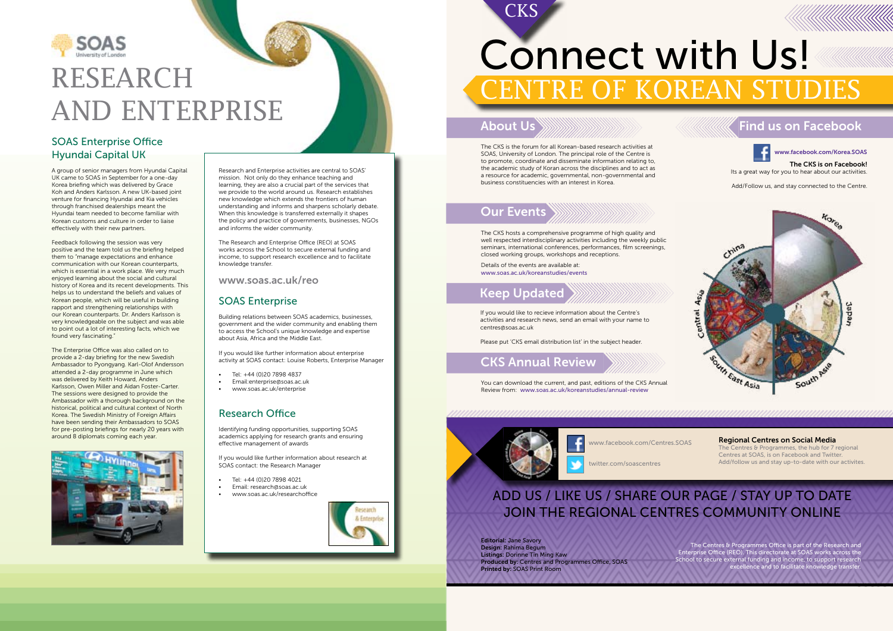# RESEARCH AND ENTERPRISE

## SOAS Enterprise Office Hyundai Capital UK

A group of senior managers from Hyundai Capital UK came to SOAS in September for a one-day Korea briefing which was delivered by Grace Koh and Anders Karlsson. A new UK-based joint venture for financing Hyundai and Kia vehicles through franchised dealerships meant the Hyundai team needed to become familiar with Korean customs and culture in order to liaise effectively with their new partners.

Feedback following the session was very positive and the team told us the briefing helped them to "manage expectations and enhance communication with our Korean counterparts, which is essential in a work place. We very much enjoyed learning about the social and cultural history of Korea and its recent developments. This helps us to understand the beliefs and values of Korean people, which will be useful in building rapport and strengthening relationships with our Korean counterparts. Dr. Anders Karlsson is very knowledgeable on the subject and was able to point out a lot of interesting facts, which we found very fascinating."

The Enterprise Office was also called on to provide a 2-day briefing for the new Swedish Ambassador to Pyongyang. Karl-Olof Andersson attended a 2-day programme in June which was delivered by Keith Howard, Anders Karlsson, Owen Miller and Aidan Foster-Carter. The sessions were designed to provide the Ambassador with a thorough background on the historical, political and cultural context of North Korea. The Swedish Ministry of Foreign Affairs have been sending their Ambassadors to SOAS for pre-posting briefings for nearly 20 years with around 8 diplomats coming each year.

Research and Enterprise activities are central to SOAS' mission. Not only do they enhance teaching and learning, they are also a crucial part of the services that we provide to the world around us. Research establishes new knowledge which extends the frontiers of human understanding and informs and sharpens scholarly debate. When this knowledge is transferred externally it shapes the policy and practice of governments, businesses, NGOs and informs the wider community.

The Research and Enterprise Office (REO) at SOAS works across the School to secure external funding and income, to support research excellence and to facilitate knowledge transfer.

### www.soas.ac.uk/reo

## SOAS Enterprise

Building relations between SOAS academics, businesses, government and the wider community and enabling them to access the School's unique knowledge and expertise about Asia, Africa and the Middle East.

If you would like further information about enterprise activity at SOAS contact: Louise Roberts, Enterprise Manager

- Tel: +44 (0)20 7898 4837
- Email:enterprise@soas.ac.uk
- www.soas.ac.uk/enterprise

## Research Office

Identifying funding opportunities, supporting SOAS academics applying for research grants and ensuring effective management of awards

If you would like further information about research at SOAS contact: the Research Manager

- Tel: +44 (0)20 7898 4021
- Email: research@soas.ac.uk
- www.soas.ac.uk/researchoffice

# CKS

# Connect with Us! CENTRE OF KOREAN STUDIES

## About Us

The CKS is the forum for all Korean-based research activities at SOAS, University of London. The principal role of the Centre is to promote, coordinate and disseminate information relating to, the academic study of Koran across the disciplines and to act as a resource for academic, governmental, non-governmental and business constituencies with an interest in Korea.

## Find us on Facebook

www.facebook.com/Korea.SOAS

**The CKS is on Facebook!**
Its a great way for you to hear about our activities.

Add/Follow us, and stay connected to the Centre.

## Our Events

The CKS hosts a comprehensive programme of high quality and well respected interdisciplinary activities including the weekly public seminars, international conferences, performances, film screenings, closed working groups, workshops and receptions.

Details of the events are available at:
www.soas.ac.uk/koreanstudies/events

## Keep Updated

If you would like to recieve information about the Centre's activities and research news, send an email with your name to centres@soas.ac.uk

Please put 'CKS email distribution list' in the subject header.

## CKS Annual Review

You can download the current, and past, editions of the CKS Annual Review from: www.soas.ac.uk/koreanstudies/annual-review

www.facebook.com/Centres.SOAS

twitter.com/soascentres

**Regional Centres on Social Media**
The Centres & Programmes, the hub for 7 regional Centres at SOAS, is on Facebook and Twitter. Add/follow us and stay up-to-date with our activites.

## ADD US / LIKE US / SHARE OUR PAGE / STAY UP TO DATE JOIN THE REGIONAL CENTRES COMMUNITY ONLINE

**Editorial:** Jane Savory
**Design:** Rahima Begum
**Listings:** Dorinne Tin Ming Kaw
**Produced by:** Centres and Programmes Office, SOAS
**Printed by:** SOAS Print Room

The Centres & Programmes Office is part of the Research and Enterprise Office (REO). This directorate at SOAS works across the School to secure external funding and income, to support research excellence and to facilitate knowledge transfer.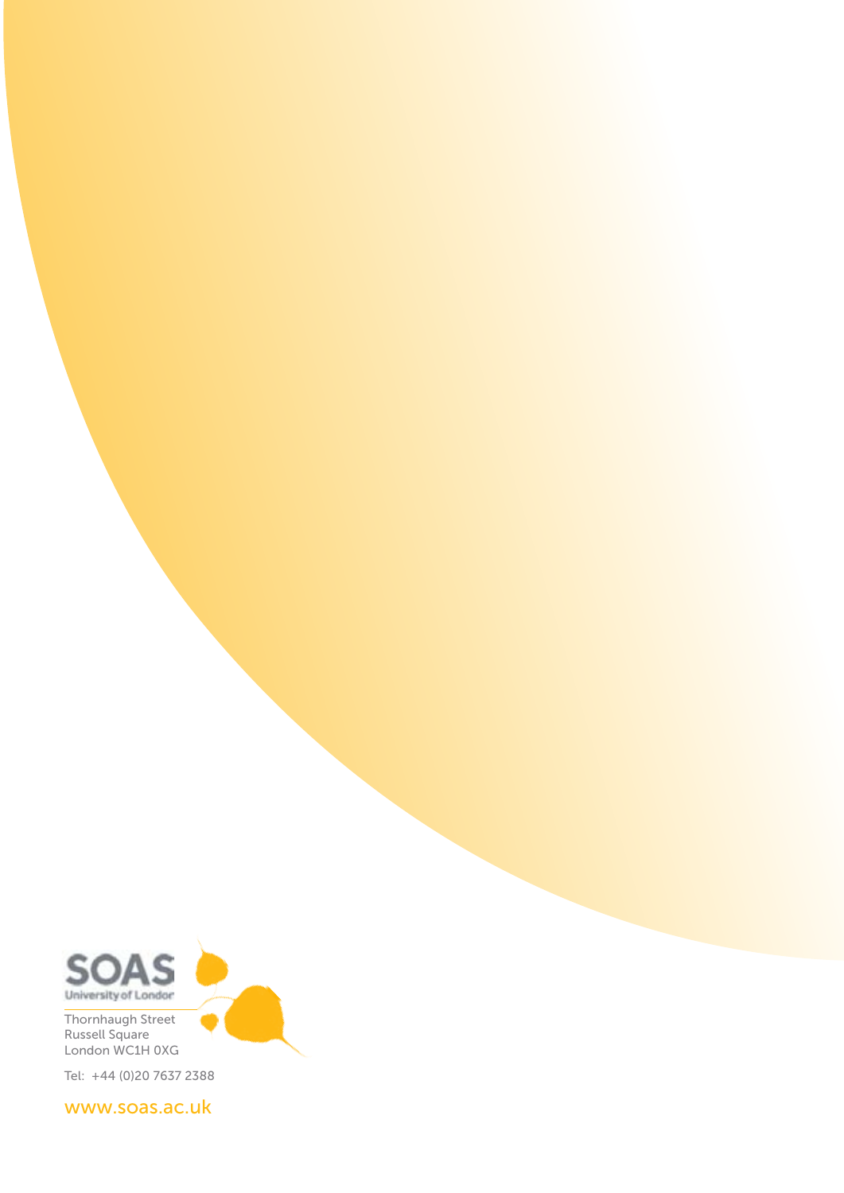SOAS
University of London

Thornhaugh Street
Russell Square
London WC1H 0XG

Tel: +44 (0)20 7637 2388

www.soas.ac.uk